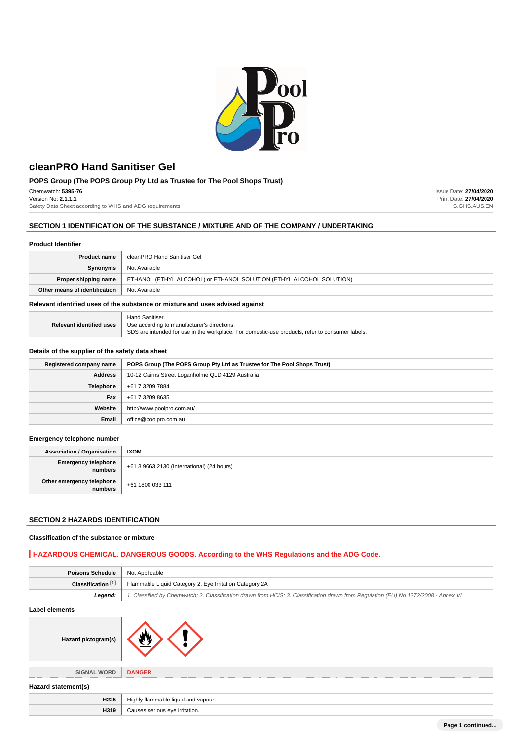# cleanPRO Hand Sanitiser Gel

## POPS Group (The POPS Group Pty Ltd as Trustee for The Pool Shops Trust)

Chemwatch: **5395-76**
Version No: **2.1.1.1**
Safety Data Sheet according to WHS and ADG requirements

Issue Date: **27/04/2020**
Print Date: **27/04/2020**
S.GHS.AUS.EN

## SECTION 1 IDENTIFICATION OF THE SUBSTANCE / MIXTURE AND OF THE COMPANY / UNDERTAKING

### Product Identifier

| | |
|---|---|
| **Product name** | cleanPRO Hand Sanitiser Gel |
| **Synonyms** | Not Available |
| **Proper shipping name** | ETHANOL (ETHYL ALCOHOL) or ETHANOL SOLUTION (ETHYL ALCOHOL SOLUTION) |
| **Other means of identification** | Not Available |

### Relevant identified uses of the substance or mixture and uses advised against

| | |
|---|---|
| **Relevant identified uses** | Hand Sanitiser.<br>Use according to manufacturer's directions.<br>SDS are intended for use in the workplace. For domestic-use products, refer to consumer labels. |

### Details of the supplier of the safety data sheet

| | |
|---|---|
| **Registered company name** | **POPS Group (The POPS Group Pty Ltd as Trustee for The Pool Shops Trust)** |
| **Address** | 10-12 Cairns Street Loganholme QLD 4129 Australia |
| **Telephone** | +61 7 3209 7884 |
| **Fax** | +61 7 3209 8635 |
| **Website** | http://www.poolpro.com.au/ |
| **Email** | office@poolpro.com.au |

### Emergency telephone number

| | |
|---|---|
| **Association / Organisation** | **IXOM** |
| **Emergency telephone numbers** | +61 3 9663 2130 (International) (24 hours) |
| **Other emergency telephone numbers** | +61 1800 033 111 |

## SECTION 2 HAZARDS IDENTIFICATION

### Classification of the substance or mixture

**HAZARDOUS CHEMICAL. DANGEROUS GOODS. According to the WHS Regulations and the ADG Code.**

| | |
|---|---|
| **Poisons Schedule** | Not Applicable |
| **Classification [1]** | Flammable Liquid Category 2, Eye Irritation Category 2A |
| ***Legend:*** | *1. Classified by Chemwatch; 2. Classification drawn from HCIS; 3. Classification drawn from Regulation (EU) No 1272/2008 - Annex VI* |

### Label elements

| | |
|---|---|
| **Hazard pictogram(s)** | |
| SIGNAL WORD | **DANGER** |

### Hazard statement(s)

| | |
|---|---|
| **H225** | Highly flammable liquid and vapour. |
| **H319** | Causes serious eye irritation. |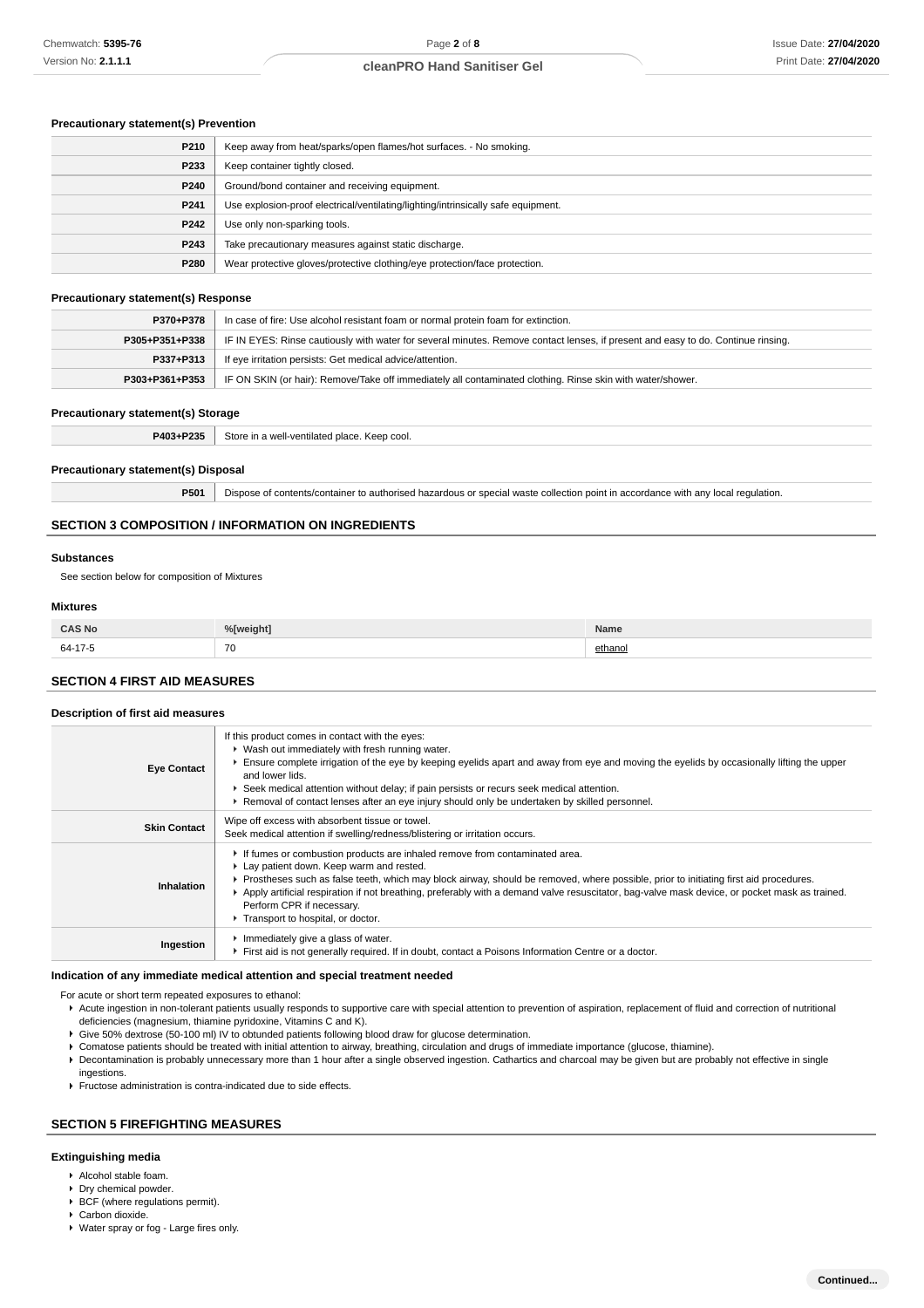### Precautionary statement(s) Prevention

| | |
|---|---|
| P210 | Keep away from heat/sparks/open flames/hot surfaces. - No smoking. |
| P233 | Keep container tightly closed. |
| P240 | Ground/bond container and receiving equipment. |
| P241 | Use explosion-proof electrical/ventilating/lighting/intrinsically safe equipment. |
| P242 | Use only non-sparking tools. |
| P243 | Take precautionary measures against static discharge. |
| P280 | Wear protective gloves/protective clothing/eye protection/face protection. |

### Precautionary statement(s) Response

| | |
|---|---|
| P370+P378 | In case of fire: Use alcohol resistant foam or normal protein foam for extinction. |
| P305+P351+P338 | IF IN EYES: Rinse cautiously with water for several minutes. Remove contact lenses, if present and easy to do. Continue rinsing. |
| P337+P313 | If eye irritation persists: Get medical advice/attention. |
| P303+P361+P353 | IF ON SKIN (or hair): Remove/Take off immediately all contaminated clothing. Rinse skin with water/shower. |

### Precautionary statement(s) Storage

| | |
|---|---|
| P403+P235 | Store in a well-ventilated place. Keep cool. |

### Precautionary statement(s) Disposal

| | |
|---|---|
| P501 | Dispose of contents/container to authorised hazardous or special waste collection point in accordance with any local regulation. |

## SECTION 3 COMPOSITION / INFORMATION ON INGREDIENTS

### Substances

See section below for composition of Mixtures

### Mixtures

| CAS No | %[weight] | Name |
|---|---|---|
| 64-17-5 | 70 | ethanol |

## SECTION 4 FIRST AID MEASURES

### Description of first aid measures

| | |
|---|---|
| Eye Contact | If this product comes in contact with the eyes:<br>▸ Wash out immediately with fresh running water.<br>▸ Ensure complete irrigation of the eye by keeping eyelids apart and away from eye and moving the eyelids by occasionally lifting the upper and lower lids.<br>▸ Seek medical attention without delay; if pain persists or recurs seek medical attention.<br>▸ Removal of contact lenses after an eye injury should only be undertaken by skilled personnel. |
| Skin Contact | Wipe off excess with absorbent tissue or towel.<br>Seek medical attention if swelling/redness/blistering or irritation occurs. |
| Inhalation | ▸ If fumes or combustion products are inhaled remove from contaminated area.<br>▸ Lay patient down. Keep warm and rested.<br>▸ Prostheses such as false teeth, which may block airway, should be removed, where possible, prior to initiating first aid procedures.<br>▸ Apply artificial respiration if not breathing, preferably with a demand valve resuscitator, bag-valve mask device, or pocket mask as trained. Perform CPR if necessary.<br>▸ Transport to hospital, or doctor. |
| Ingestion | ▸ Immediately give a glass of water.<br>▸ First aid is not generally required. If in doubt, contact a Poisons Information Centre or a doctor. |

### Indication of any immediate medical attention and special treatment needed

For acute or short term repeated exposures to ethanol:

- Acute ingestion in non-tolerant patients usually responds to supportive care with special attention to prevention of aspiration, replacement of fluid and correction of nutritional deficiencies (magnesium, thiamine pyridoxine, Vitamins C and K).
- Give 50% dextrose (50-100 ml) IV to obtunded patients following blood draw for glucose determination.
- Comatose patients should be treated with initial attention to airway, breathing, circulation and drugs of immediate importance (glucose, thiamine).
- Decontamination is probably unnecessary more than 1 hour after a single observed ingestion. Cathartics and charcoal may be given but are probably not effective in single ingestions.
- Fructose administration is contra-indicated due to side effects.

## SECTION 5 FIREFIGHTING MEASURES

### Extinguishing media

- Alcohol stable foam.
- Dry chemical powder.
- BCF (where regulations permit).
- Carbon dioxide.
- Water spray or fog - Large fires only.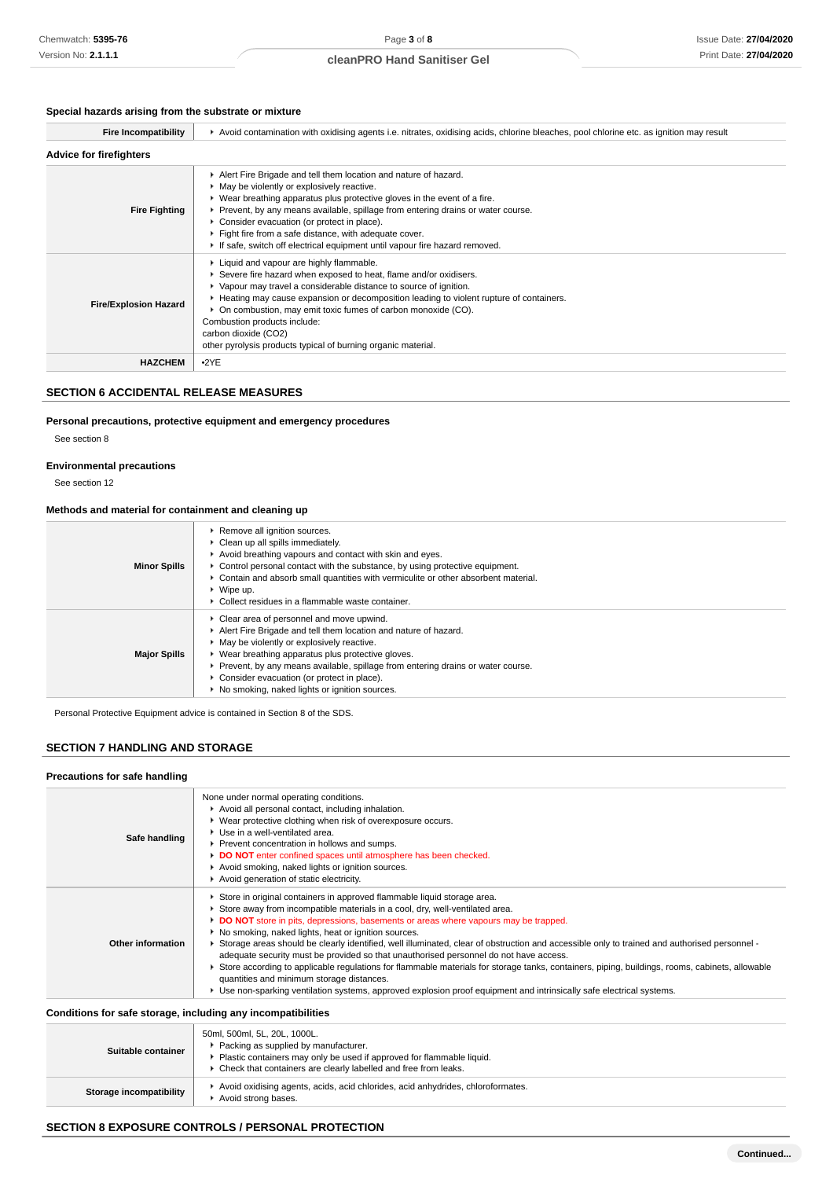### Special hazards arising from the substrate or mixture

| | |
|---|---|
| **Fire Incompatibility** | Avoid contamination with oxidising agents i.e. nitrates, oxidising acids, chlorine bleaches, pool chlorine etc. as ignition may result |

### Advice for firefighters

| | |
|---|---|
| **Fire Fighting** | Alert Fire Brigade and tell them location and nature of hazard.<br>May be violently or explosively reactive.<br>Wear breathing apparatus plus protective gloves in the event of a fire.<br>Prevent, by any means available, spillage from entering drains or water course.<br>Consider evacuation (or protect in place).<br>Fight fire from a safe distance, with adequate cover.<br>If safe, switch off electrical equipment until vapour fire hazard removed. |
| **Fire/Explosion Hazard** | Liquid and vapour are highly flammable.<br>Severe fire hazard when exposed to heat, flame and/or oxidisers.<br>Vapour may travel a considerable distance to source of ignition.<br>Heating may cause expansion or decomposition leading to violent rupture of containers.<br>On combustion, may emit toxic fumes of carbon monoxide (CO).<br>Combustion products include:<br>carbon dioxide ($CO_2$)<br>other pyrolysis products typical of burning organic material. |
| **HAZCHEM** | •2YE |

## SECTION 6 ACCIDENTAL RELEASE MEASURES

### Personal precautions, protective equipment and emergency procedures

See section 8

### Environmental precautions

See section 12

### Methods and material for containment and cleaning up

| | |
|---|---|
| **Minor Spills** | Remove all ignition sources.<br>Clean up all spills immediately.<br>Avoid breathing vapours and contact with skin and eyes.<br>Control personal contact with the substance, by using protective equipment.<br>Contain and absorb small quantities with vermiculite or other absorbent material.<br>Wipe up.<br>Collect residues in a flammable waste container. |
| **Major Spills** | Clear area of personnel and move upwind.<br>Alert Fire Brigade and tell them location and nature of hazard.<br>May be violently or explosively reactive.<br>Wear breathing apparatus plus protective gloves.<br>Prevent, by any means available, spillage from entering drains or water course.<br>Consider evacuation (or protect in place).<br>No smoking, naked lights or ignition sources. |

Personal Protective Equipment advice is contained in Section 8 of the SDS.

## SECTION 7 HANDLING AND STORAGE

### Precautions for safe handling

| | |
|---|---|
| **Safe handling** | None under normal operating conditions.<br>Avoid all personal contact, including inhalation.<br>Wear protective clothing when risk of overexposure occurs.<br>Use in a well-ventilated area.<br>Prevent concentration in hollows and sumps.<br>**DO NOT** enter confined spaces until atmosphere has been checked.<br>Avoid smoking, naked lights or ignition sources.<br>Avoid generation of static electricity. |
| **Other information** | Store in original containers in approved flammable liquid storage area.<br>Store away from incompatible materials in a cool, dry, well-ventilated area.<br>**DO NOT** store in pits, depressions, basements or areas where vapours may be trapped.<br>No smoking, naked lights, heat or ignition sources.<br>Storage areas should be clearly identified, well illuminated, clear of obstruction and accessible only to trained and authorised personnel - adequate security must be provided so that unauthorised personnel do not have access.<br>Store according to applicable regulations for flammable materials for storage tanks, containers, piping, buildings, rooms, cabinets, allowable quantities and minimum storage distances.<br>Use non-sparking ventilation systems, approved explosion proof equipment and intrinsically safe electrical systems. |

### Conditions for safe storage, including any incompatibilities

| | |
|---|---|
| **Suitable container** | 50ml, 500ml, 5L, 20L, 1000L.<br>Packing as supplied by manufacturer.<br>Plastic containers may only be used if approved for flammable liquid.<br>Check that containers are clearly labelled and free from leaks. |
| **Storage incompatibility** | Avoid oxidising agents, acids, acid chlorides, acid anhydrides, chloroformates.<br>Avoid strong bases. |

## SECTION 8 EXPOSURE CONTROLS / PERSONAL PROTECTION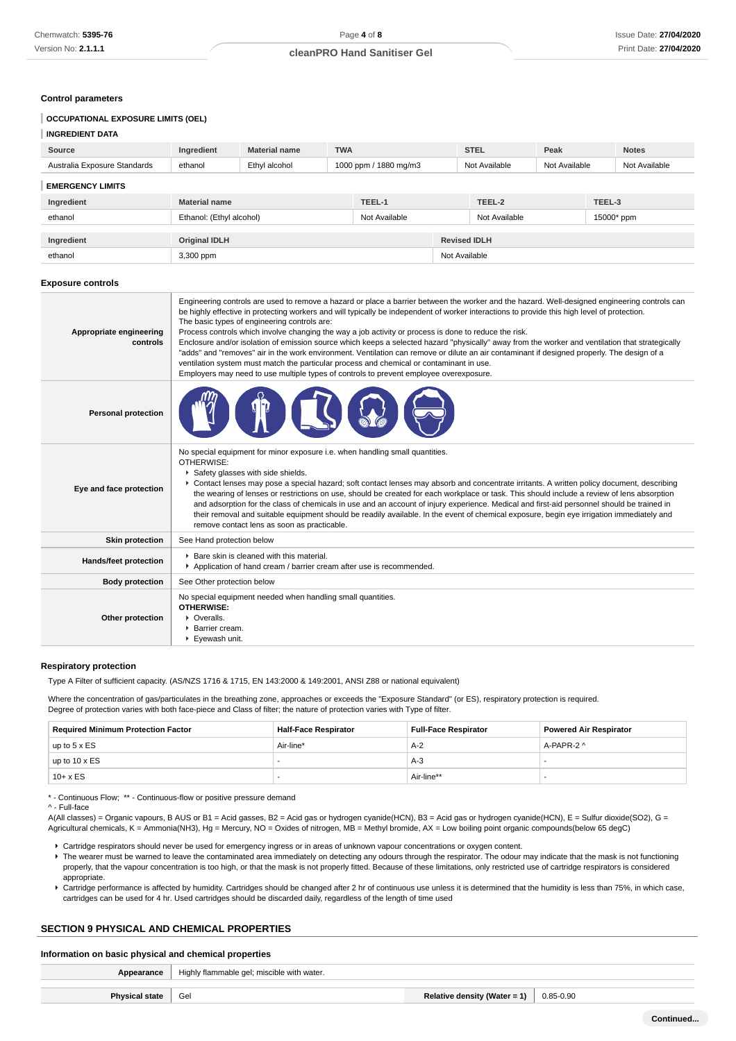### Control parameters

#### OCCUPATIONAL EXPOSURE LIMITS (OEL)

#### INGREDIENT DATA

| Source | Ingredient | Material name | TWA | STEL | Peak | Notes |
|---|---|---|---|---|---|---|
| Australia Exposure Standards | ethanol | Ethyl alcohol | 1000 ppm / 1880 mg/m3 | Not Available | Not Available | Not Available |

#### EMERGENCY LIMITS

| Ingredient | Material name | TEEL-1 | TEEL-2 | TEEL-3 |
|---|---|---|---|---|
| ethanol | Ethanol: (Ethyl alcohol) | Not Available | Not Available | 15000* ppm |

| Ingredient | Original IDLH | Revised IDLH |
|---|---|---|
| ethanol | 3,300 ppm | Not Available |

### Exposure controls

| | |
|---|---|
| **Appropriate engineering controls** | Engineering controls are used to remove a hazard or place a barrier between the worker and the hazard. Well-designed engineering controls can be highly effective in protecting workers and will typically be independent of worker interactions to provide this high level of protection.<br>The basic types of engineering controls are:<br>Process controls which involve changing the way a job activity or process is done to reduce the risk.<br>Enclosure and/or isolation of emission source which keeps a selected hazard "physically" away from the worker and ventilation that strategically "adds" and "removes" air in the work environment. Ventilation can remove or dilute an air contaminant if designed properly. The design of a ventilation system must match the particular process and chemical or contaminant in use.<br>Employers may need to use multiple types of controls to prevent employee overexposure. |
| **Personal protection** | |
| **Eye and face protection** | No special equipment for minor exposure i.e. when handling small quantities.<br>OTHERWISE:<br>▸ Safety glasses with side shields.<br>▸ Contact lenses may pose a special hazard; soft contact lenses may absorb and concentrate irritants. A written policy document, describing the wearing of lenses or restrictions on use, should be created for each workplace or task. This should include a review of lens absorption and adsorption for the class of chemicals in use and an account of injury experience. Medical and first-aid personnel should be trained in their removal and suitable equipment should be readily available. In the event of chemical exposure, begin eye irrigation immediately and remove contact lens as soon as practicable. |
| **Skin protection** | See Hand protection below |
| **Hands/feet protection** | ▸ Bare skin is cleaned with this material.<br>▸ Application of hand cream / barrier cream after use is recommended. |
| **Body protection** | See Other protection below |
| **Other protection** | No special equipment needed when handling small quantities.<br>**OTHERWISE:**<br>▸ Overalls.<br>▸ Barrier cream.<br>▸ Eyewash unit. |

### Respiratory protection

Type A Filter of sufficient capacity. (AS/NZS 1716 & 1715, EN 143:2000 & 149:2001, ANSI Z88 or national equivalent)

Where the concentration of gas/particulates in the breathing zone, approaches or exceeds the "Exposure Standard" (or ES), respiratory protection is required.
Degree of protection varies with both face-piece and Class of filter; the nature of protection varies with Type of filter.

| Required Minimum Protection Factor | Half-Face Respirator | Full-Face Respirator | Powered Air Respirator |
|---|---|---|---|
| up to 5 x ES | Air-line* | A-2 | A-PAPR-2 ^ |
| up to 10 x ES | - | A-3 | - |
| 10+ x ES | - | Air-line** | - |

\* - Continuous Flow; ** - Continuous-flow or positive pressure demand
^ - Full-face
A(All classes) = Organic vapours, B AUS or B1 = Acid gasses, B2 = Acid gas or hydrogen cyanide(HCN), B3 = Acid gas or hydrogen cyanide(HCN), E = Sulfur dioxide(SO2), G = Agricultural chemicals, K = Ammonia(NH3), Hg = Mercury, NO = Oxides of nitrogen, MB = Methyl bromide, AX = Low boiling point organic compounds(below 65 degC)

- Cartridge respirators should never be used for emergency ingress or in areas of unknown vapour concentrations or oxygen content.
- The wearer must be warned to leave the contaminated area immediately on detecting any odours through the respirator. The odour may indicate that the mask is not functioning properly, that the vapour concentration is too high, or that the mask is not properly fitted. Because of these limitations, only restricted use of cartridge respirators is considered appropriate.
- Cartridge performance is affected by humidity. Cartridges should be changed after 2 hr of continuous use unless it is determined that the humidity is less than 75%, in which case, cartridges can be used for 4 hr. Used cartridges should be discarded daily, regardless of the length of time used

## SECTION 9 PHYSICAL AND CHEMICAL PROPERTIES

### Information on basic physical and chemical properties

| | | | |
|---|---|---|---|
| **Appearance** | Highly flammable gel; miscible with water. | | |
| **Physical state** | Gel | **Relative density (Water = 1)** | 0.85-0.90 |

Continued...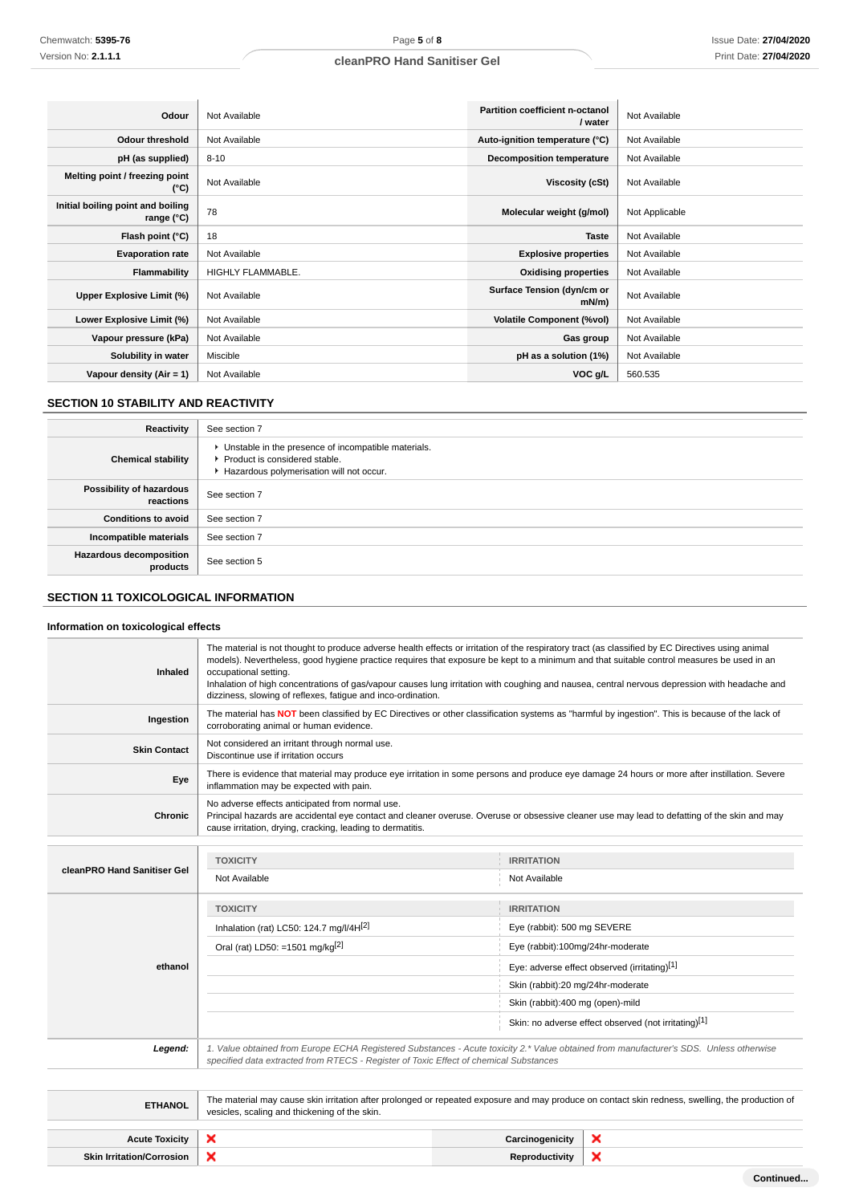| | | | |
|---|---|---|---|
| **Odour** | Not Available | **Partition coefficient n-octanol / water** | Not Available |
| **Odour threshold** | Not Available | **Auto-ignition temperature (°C)** | Not Available |
| **pH (as supplied)** | 8-10 | **Decomposition temperature** | Not Available |
| **Melting point / freezing point (°C)** | Not Available | **Viscosity (cSt)** | Not Available |
| **Initial boiling point and boiling range (°C)** | 78 | **Molecular weight (g/mol)** | Not Applicable |
| **Flash point (°C)** | 18 | **Taste** | Not Available |
| **Evaporation rate** | Not Available | **Explosive properties** | Not Available |
| **Flammability** | HIGHLY FLAMMABLE. | **Oxidising properties** | Not Available |
| **Upper Explosive Limit (%)** | Not Available | **Surface Tension (dyn/cm or mN/m)** | Not Available |
| **Lower Explosive Limit (%)** | Not Available | **Volatile Component (%vol)** | Not Available |
| **Vapour pressure (kPa)** | Not Available | **Gas group** | Not Available |
| **Solubility in water** | Miscible | **pH as a solution (1%)** | Not Available |
| **Vapour density (Air = 1)** | Not Available | **VOC g/L** | 560.535 |

## SECTION 10 STABILITY AND REACTIVITY

| | |
|---|---|
| **Reactivity** | See section 7 |
| **Chemical stability** | ‣ Unstable in the presence of incompatible materials.<br>‣ Product is considered stable.<br>‣ Hazardous polymerisation will not occur. |
| **Possibility of hazardous reactions** | See section 7 |
| **Conditions to avoid** | See section 7 |
| **Incompatible materials** | See section 7 |
| **Hazardous decomposition products** | See section 5 |

## SECTION 11 TOXICOLOGICAL INFORMATION

### Information on toxicological effects

| | |
|---|---|
| **Inhaled** | The material is not thought to produce adverse health effects or irritation of the respiratory tract (as classified by EC Directives using animal models). Nevertheless, good hygiene practice requires that exposure be kept to a minimum and that suitable control measures be used in an occupational setting.<br>Inhalation of high concentrations of gas/vapour causes lung irritation with coughing and nausea, central nervous depression with headache and dizziness, slowing of reflexes, fatigue and inco-ordination. |
| **Ingestion** | The material has **NOT** been classified by EC Directives or other classification systems as "harmful by ingestion". This is because of the lack of corroborating animal or human evidence. |
| **Skin Contact** | Not considered an irritant through normal use.<br>Discontinue use if irritation occurs |
| **Eye** | There is evidence that material may produce eye irritation in some persons and produce eye damage 24 hours or more after instillation. Severe inflammation may be expected with pain. |
| **Chronic** | No adverse effects anticipated from normal use.<br>Principal hazards are accidental eye contact and cleaner overuse. Overuse or obsessive cleaner use may lead to defatting of the skin and may cause irritation, drying, cracking, leading to dermatitis. |

| | TOXICITY | IRRITATION |
|---|---|---|
| **cleanPRO Hand Sanitiser Gel** | Not Available | Not Available |
| **ethanol** | Inhalation (rat) LC50: 124.7 mg/l/4H[2] | Eye (rabbit): 500 mg SEVERE |
| | Oral (rat) LD50: =1501 mg/kg[2] | Eye (rabbit):100mg/24hr-moderate |
| | | Eye: adverse effect observed (irritating)[1] |
| | | Skin (rabbit):20 mg/24hr-moderate |
| | | Skin (rabbit):400 mg (open)-mild |
| | | Skin: no adverse effect observed (not irritating)[1] |
| ***Legend:*** | *1. Value obtained from Europe ECHA Registered Substances - Acute toxicity 2.\* Value obtained from manufacturer's SDS. Unless otherwise specified data extracted from RTECS - Register of Toxic Effect of chemical Substances* | |

| | |
|---|---|
| **ETHANOL** | The material may cause skin irritation after prolonged or repeated exposure and may produce on contact skin redness, swelling, the production of vesicles, scaling and thickening of the skin. |

| | | | |
|---|---|---|---|
| **Acute Toxicity** | ✘ | **Carcinogenicity** | ✘ |
| **Skin Irritation/Corrosion** | ✘ | **Reproductivity** | ✘ |

Continued...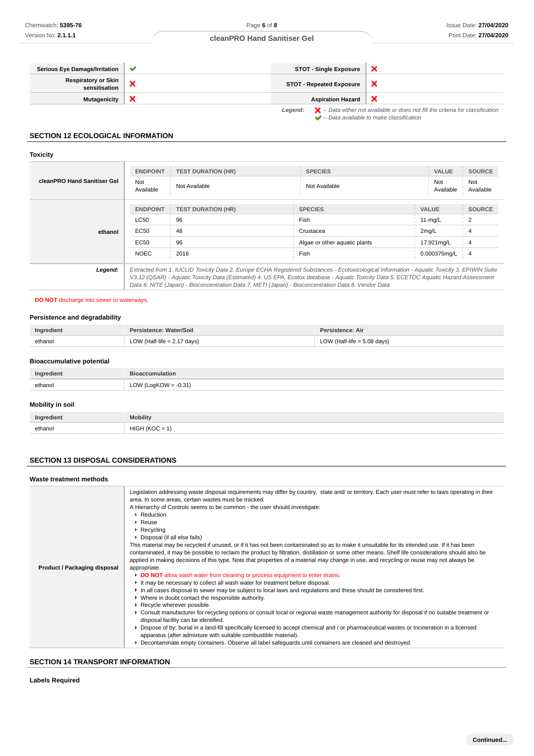| | | | |
|---|---|---|---|
| **Serious Eye Damage/Irritation** | ✔ | **STOT - Single Exposure** | ✘ |
| **Respiratory or Skin sensitisation** | ✘ | **STOT - Repeated Exposure** | ✘ |
| **Mutagenicity** | ✘ | **Aspiration Hazard** | ✘ |

*Legend:* ✘ *– Data either not available or does not fill the criteria for classification*
✔ *– Data available to make classification*

## SECTION 12 ECOLOGICAL INFORMATION

### Toxicity

**cleanPRO Hand Sanitiser Gel**

| ENDPOINT | TEST DURATION (HR) | SPECIES | VALUE | SOURCE |
|---|---|---|---|---|
| Not Available | Not Available | Not Available | Not Available | Not Available |

**ethanol**

| ENDPOINT | TEST DURATION (HR) | SPECIES | VALUE | SOURCE |
|---|---|---|---|---|
| LC50 | 96 | Fish | 11-mg/L | 2 |
| EC50 | 48 | Crustacea | 2mg/L | 4 |
| EC50 | 96 | Algae or other aquatic plants | 17.921mg/L | 4 |
| NOEC | 2016 | Fish | 0.000375mg/L | 4 |

***Legend:*** *Extracted from 1. IUCLID Toxicity Data 2. Europe ECHA Registered Substances - Ecotoxicological Information - Aquatic Toxicity 3. EPIWIN Suite V3.12 (QSAR) - Aquatic Toxicity Data (Estimated) 4. US EPA, Ecotox database - Aquatic Toxicity Data 5. ECETOC Aquatic Hazard Assessment Data 6. NITE (Japan) - Bioconcentration Data 7. METI (Japan) - Bioconcentration Data 8. Vendor Data*

**DO NOT** discharge into sewer or waterways.

### Persistence and degradability

| Ingredient | Persistence: Water/Soil | Persistence: Air |
|---|---|---|
| ethanol | LOW (Half-life = 2.17 days) | LOW (Half-life = 5.08 days) |

### Bioaccumulative potential

| Ingredient | Bioaccumulation |
|---|---|
| ethanol | LOW (LogKOW = -0.31) |

### Mobility in soil

| Ingredient | Mobility |
|---|---|
| ethanol | HIGH (KOC = 1) |

## SECTION 13 DISPOSAL CONSIDERATIONS

### Waste treatment methods

**Product / Packaging disposal**

Legislation addressing waste disposal requirements may differ by country, state and/ or territory. Each user must refer to laws operating in their area. In some areas, certain wastes must be tracked.
A Hierarchy of Controls seems to be common - the user should investigate:

- Reduction
- Reuse
- Recycling
- Disposal (if all else fails)

This material may be recycled if unused, or if it has not been contaminated so as to make it unsuitable for its intended use. If it has been contaminated, it may be possible to reclaim the product by filtration, distillation or some other means. Shelf life considerations should also be applied in making decisions of this type. Note that properties of a material may change in use, and recycling or reuse may not always be appropriate.

- **DO NOT** allow wash water from cleaning or process equipment to enter drains.
- It may be necessary to collect all wash water for treatment before disposal.
- In all cases disposal to sewer may be subject to local laws and regulations and these should be considered first.
- Where in doubt contact the responsible authority.
- Recycle wherever possible.
- Consult manufacturer for recycling options or consult local or regional waste management authority for disposal if no suitable treatment or disposal facility can be identified.
- Dispose of by: burial in a land-fill specifically licensed to accept chemical and / or pharmaceutical wastes or Incineration in a licensed apparatus (after admixture with suitable combustible material).
- Decontaminate empty containers. Observe all label safeguards until containers are cleaned and destroyed.

## SECTION 14 TRANSPORT INFORMATION

### Labels Required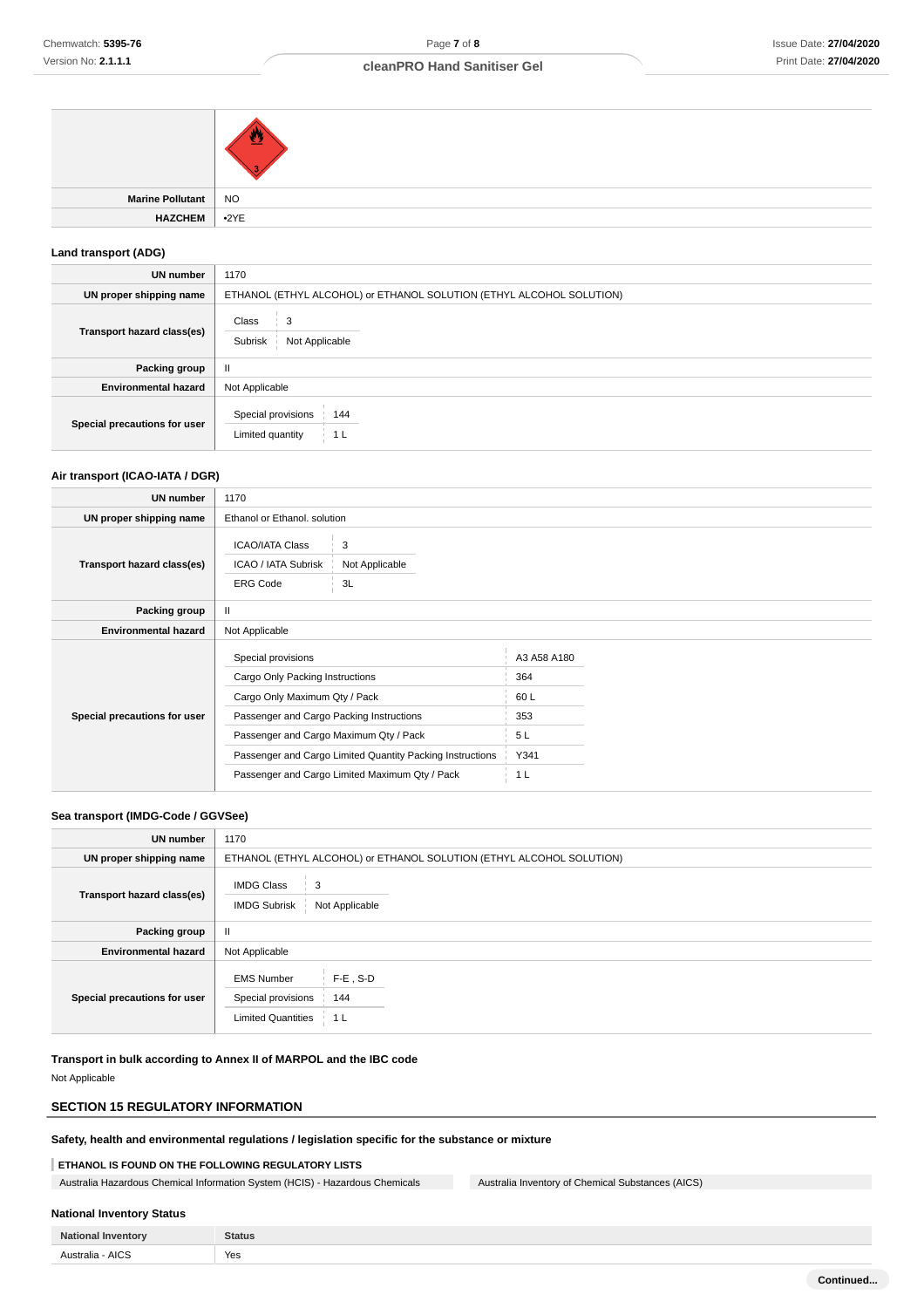| | |
|---|---|
| | |
| **Marine Pollutant** | NO |
| **HAZCHEM** | •2YE |

### Land transport (ADG)

| | |
|---|---|
| **UN number** | 1170 |
| **UN proper shipping name** | ETHANOL (ETHYL ALCOHOL) or ETHANOL SOLUTION (ETHYL ALCOHOL SOLUTION) |
| **Transport hazard class(es)** | Class: 3<br>Subrisk: Not Applicable |
| **Packing group** | II |
| **Environmental hazard** | Not Applicable |
| **Special precautions for user** | Special provisions: 144<br>Limited quantity: 1 L |

### Air transport (ICAO-IATA / DGR)

| | |
|---|---|
| **UN number** | 1170 |
| **UN proper shipping name** | Ethanol or Ethanol. solution |
| **Transport hazard class(es)** | ICAO/IATA Class: 3<br>ICAO / IATA Subrisk: Not Applicable<br>ERG Code: 3L |
| **Packing group** | II |
| **Environmental hazard** | Not Applicable |
| **Special precautions for user** | Special provisions: A3 A58 A180<br>Cargo Only Packing Instructions: 364<br>Cargo Only Maximum Qty / Pack: 60 L<br>Passenger and Cargo Packing Instructions: 353<br>Passenger and Cargo Maximum Qty / Pack: 5 L<br>Passenger and Cargo Limited Quantity Packing Instructions: Y341<br>Passenger and Cargo Limited Maximum Qty / Pack: 1 L |

### Sea transport (IMDG-Code / GGVSee)

| | |
|---|---|
| **UN number** | 1170 |
| **UN proper shipping name** | ETHANOL (ETHYL ALCOHOL) or ETHANOL SOLUTION (ETHYL ALCOHOL SOLUTION) |
| **Transport hazard class(es)** | IMDG Class: 3<br>IMDG Subrisk: Not Applicable |
| **Packing group** | II |
| **Environmental hazard** | Not Applicable |
| **Special precautions for user** | EMS Number: F-E , S-D<br>Special provisions: 144<br>Limited Quantities: 1 L |

### Transport in bulk according to Annex II of MARPOL and the IBC code

Not Applicable

## SECTION 15 REGULATORY INFORMATION

### Safety, health and environmental regulations / legislation specific for the substance or mixture

**ETHANOL IS FOUND ON THE FOLLOWING REGULATORY LISTS**

| | |
|---|---|
| Australia Hazardous Chemical Information System (HCIS) - Hazardous Chemicals | Australia Inventory of Chemical Substances (AICS) |

### National Inventory Status

| National Inventory | Status |
|---|---|
| Australia - AICS | Yes |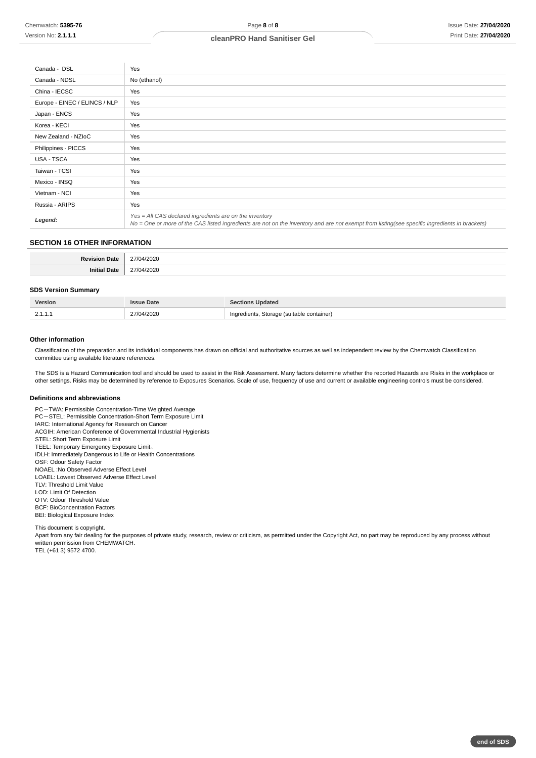| | |
|---|---|
| Canada - DSL | Yes |
| Canada - NDSL | No (ethanol) |
| China - IECSC | Yes |
| Europe - EINEC / ELINCS / NLP | Yes |
| Japan - ENCS | Yes |
| Korea - KECI | Yes |
| New Zealand - NZIoC | Yes |
| Philippines - PICCS | Yes |
| USA - TSCA | Yes |
| Taiwan - TCSI | Yes |
| Mexico - INSQ | Yes |
| Vietnam - NCI | Yes |
| Russia - ARIPS | Yes |
| **Legend:** | *Yes = All CAS declared ingredients are on the inventory*<br>*No = One or more of the CAS listed ingredients are not on the inventory and are not exempt from listing(see specific ingredients in brackets)* |

## SECTION 16 OTHER INFORMATION

| | |
|---|---|
| **Revision Date** | 27/04/2020 |
| **Initial Date** | 27/04/2020 |

### SDS Version Summary

| Version | Issue Date | Sections Updated |
|---|---|---|
| 2.1.1.1 | 27/04/2020 | Ingredients, Storage (suitable container) |

### Other information

Classification of the preparation and its individual components has drawn on official and authoritative sources as well as independent review by the Chemwatch Classification committee using available literature references.

The SDS is a Hazard Communication tool and should be used to assist in the Risk Assessment. Many factors determine whether the reported Hazards are Risks in the workplace or other settings. Risks may be determined by reference to Exposures Scenarios. Scale of use, frequency of use and current or available engineering controls must be considered.

### Definitions and abbreviations

PC－TWA: Permissible Concentration-Time Weighted Average
PC－STEL: Permissible Concentration-Short Term Exposure Limit
IARC: International Agency for Research on Cancer
ACGIH: American Conference of Governmental Industrial Hygienists
STEL: Short Term Exposure Limit
TEEL: Temporary Emergency Exposure Limit。
IDLH: Immediately Dangerous to Life or Health Concentrations
OSF: Odour Safety Factor
NOAEL :No Observed Adverse Effect Level
LOAEL: Lowest Observed Adverse Effect Level
TLV: Threshold Limit Value
LOD: Limit Of Detection
OTV: Odour Threshold Value
BCF: BioConcentration Factors
BEI: Biological Exposure Index

This document is copyright.
Apart from any fair dealing for the purposes of private study, research, review or criticism, as permitted under the Copyright Act, no part may be reproduced by any process without written permission from CHEMWATCH.
TEL (+61 3) 9572 4700.

end of SDS